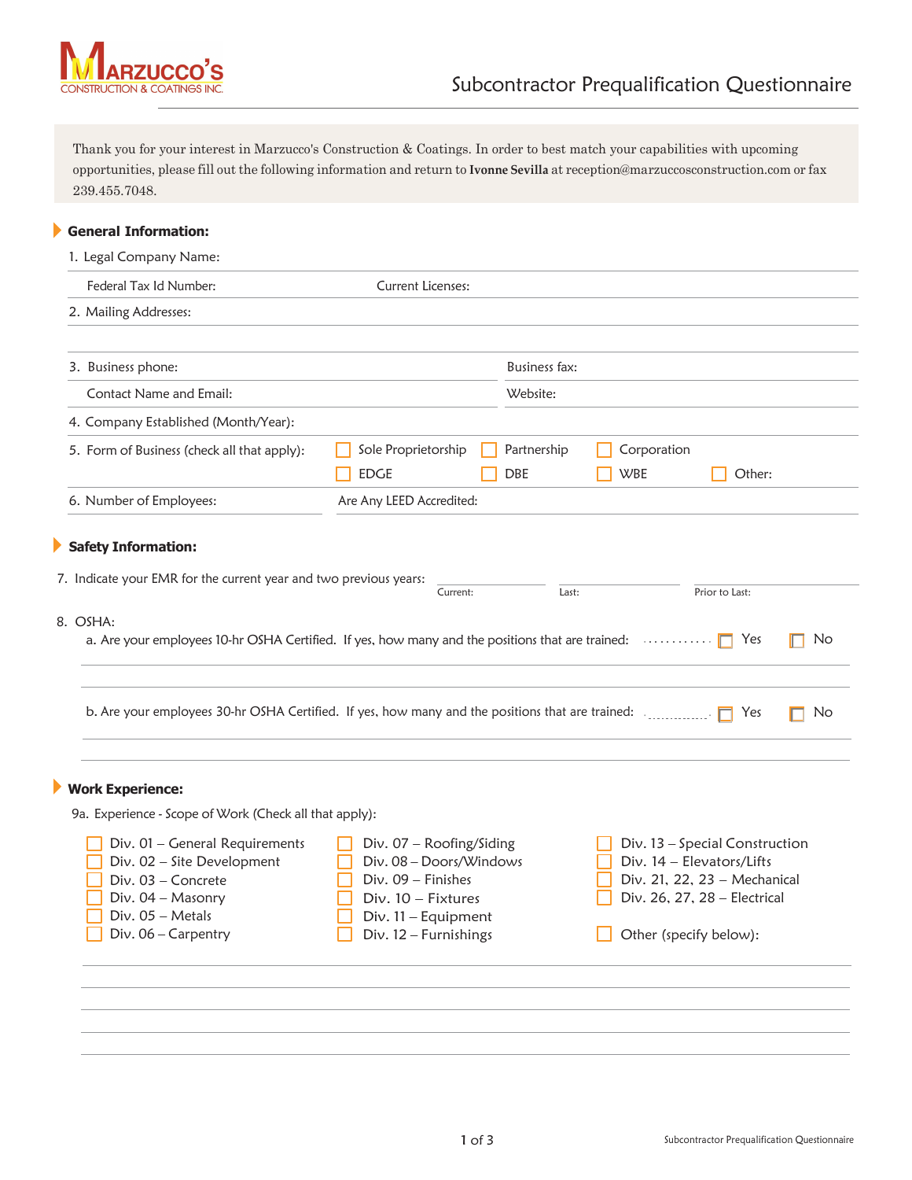MARZUCCO'S CONSTRUCTION & COATINGS INC.

# Subcontractor Prequalification Questionnaire

Thank you for your interest in Marzucco's Construction & Coatings. In order to best match your capabilities with upcoming opportunities, please fill out the following information and return to **Ivonne Sevilla** at reception@marzuccosconstruction.com or fax 239.455.7048.

## General Information:

1. Legal Company Name:

   Federal Tax Id Number: Current Licenses:

2. Mailing Addresses:

3. Business phone: Business fax:

   Contact Name and Email: Website:

4. Company Established (Month/Year):

5. Form of Business (check all that apply):
   - ☐ Sole Proprietorship
   - ☐ Partnership
   - ☐ Corporation
   - ☐ EDGE
   - ☐ DBE
   - ☐ WBE
   - ☐ Other:

6. Number of Employees: Are Any LEED Accredited:

## Safety Information:

7. Indicate your EMR for the current year and two previous years:

   Current: Last: Prior to Last:

8. OSHA:

   a. Are your employees 10-hr OSHA Certified. If yes, how many and the positions that are trained: ☐ Yes ☐ No

   b. Are your employees 30-hr OSHA Certified. If yes, how many and the positions that are trained: ☐ Yes ☐ No

## Work Experience:

9a. Experience - Scope of Work (Check all that apply):

- ☐ Div. 01 – General Requirements
- ☐ Div. 02 – Site Development
- ☐ Div. 03 – Concrete
- ☐ Div. 04 – Masonry
- ☐ Div. 05 – Metals
- ☐ Div. 06 – Carpentry
- ☐ Div. 07 – Roofing/Siding
- ☐ Div. 08 – Doors/Windows
- ☐ Div. 09 – Finishes
- ☐ Div. 10 – Fixtures
- ☐ Div. 11 – Equipment
- ☐ Div. 12 – Furnishings
- ☐ Div. 13 – Special Construction
- ☐ Div. 14 – Elevators/Lifts
- ☐ Div. 21, 22, 23 – Mechanical
- ☐ Div. 26, 27, 28 – Electrical
- ☐ Other (specify below):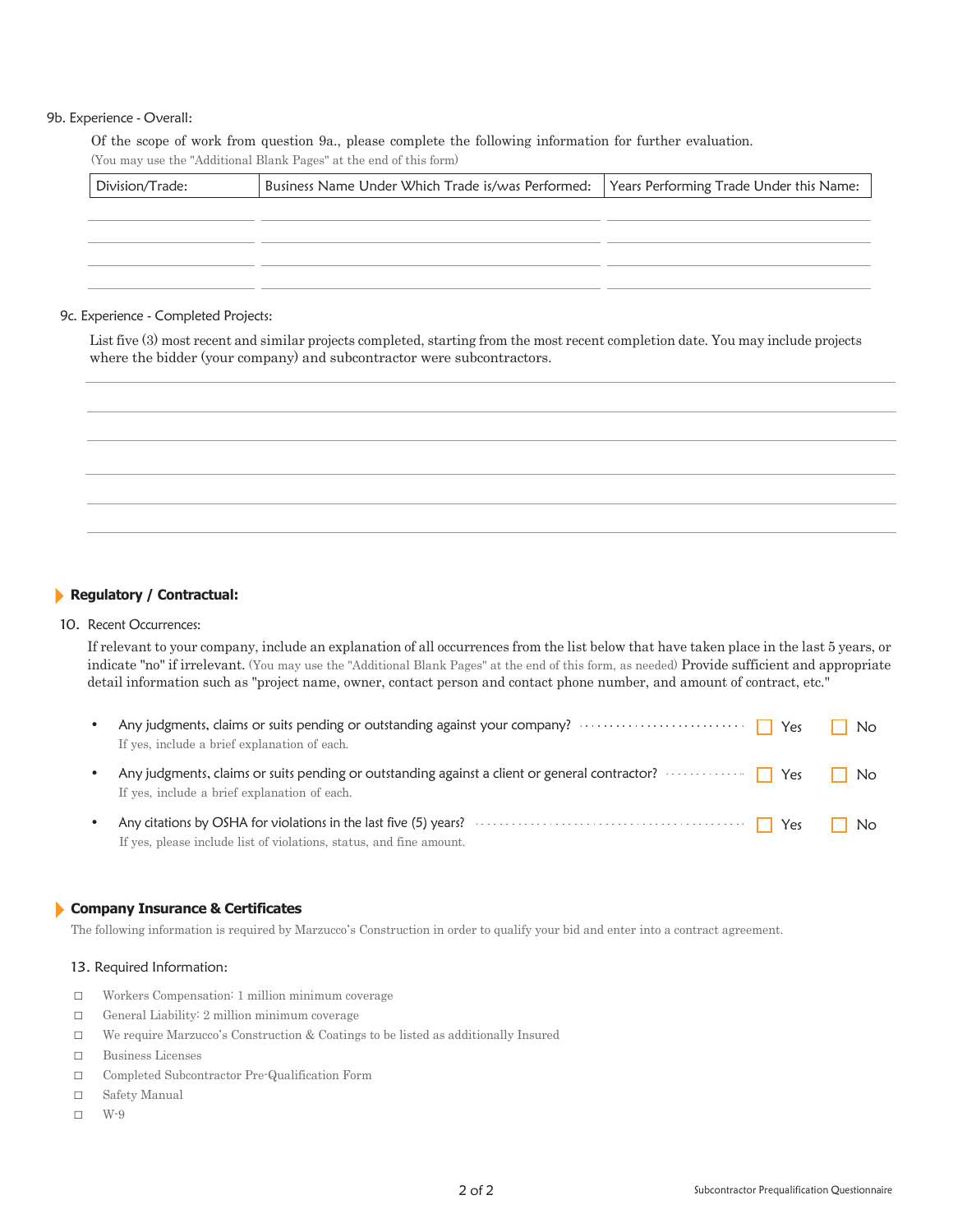9b. Experience - Overall:

Of the scope of work from question 9a., please complete the following information for further evaluation.
(You may use the "Additional Blank Pages" at the end of this form)

| Division/Trade: | Business Name Under Which Trade is/was Performed: | Years Performing Trade Under this Name: |
|---|---|---|
| | | |
| | | |
| | | |
| | | |

9c. Experience - Completed Projects:

List five (3) most recent and similar projects completed, starting from the most recent completion date. You may include projects where the bidder (your company) and subcontractor were subcontractors.

## Regulatory / Contractual:

10. Recent Occurrences:

If relevant to your company, include an explanation of all occurrences from the list below that have taken place in the last 5 years, or indicate "no" if irrelevant. (You may use the "Additional Blank Pages" at the end of this form, as needed) Provide sufficient and appropriate detail information such as "project name, owner, contact person and contact phone number, and amount of contract, etc."

- Any judgments, claims or suits pending or outstanding against your company? ☐ Yes ☐ No
  If yes, include a brief explanation of each.
- Any judgments, claims or suits pending or outstanding against a client or general contractor? ☐ Yes ☐ No
  If yes, include a brief explanation of each.
- Any citations by OSHA for violations in the last five (5) years? ☐ Yes ☐ No
  If yes, please include list of violations, status, and fine amount.

## Company Insurance & Certificates

The following information is required by Marzucco's Construction in order to qualify your bid and enter into a contract agreement.

13. Required Information:

- ☐ Workers Compensation: 1 million minimum coverage
- ☐ General Liability: 2 million minimum coverage
- ☐ We require Marzucco's Construction & Coatings to be listed as additionally Insured
- ☐ Business Licenses
- ☐ Completed Subcontractor Pre-Qualification Form
- ☐ Safety Manual
- ☐ W-9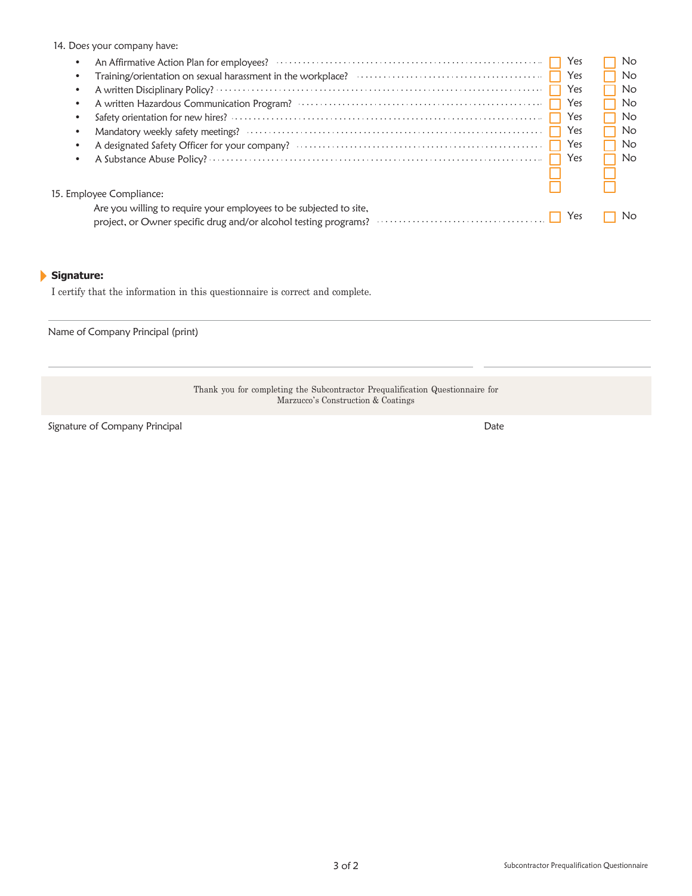14. Does your company have:

- An Affirmative Action Plan for employees? ☐ Yes ☐ No
- Training/orientation on sexual harassment in the workplace? ☐ Yes ☐ No
- A written Disciplinary Policy? ☐ Yes ☐ No
- A written Hazardous Communication Program? ☐ Yes ☐ No
- Safety orientation for new hires? ☐ Yes ☐ No
- Mandatory weekly safety meetings? ☐ Yes ☐ No
- A designated Safety Officer for your company? ☐ Yes ☐ No
- A Substance Abuse Policy? ☐ Yes ☐ No

15. Employee Compliance:

Are you willing to require your employees to be subjected to site, project, or Owner specific drug and/or alcohol testing programs? ☐ Yes ☐ No

**Signature:**

I certify that the information in this questionnaire is correct and complete.

Name of Company Principal (print)

Thank you for completing the Subcontractor Prequalification Questionnaire for Marzucco's Construction & Coatings

Signature of Company Principal

Date